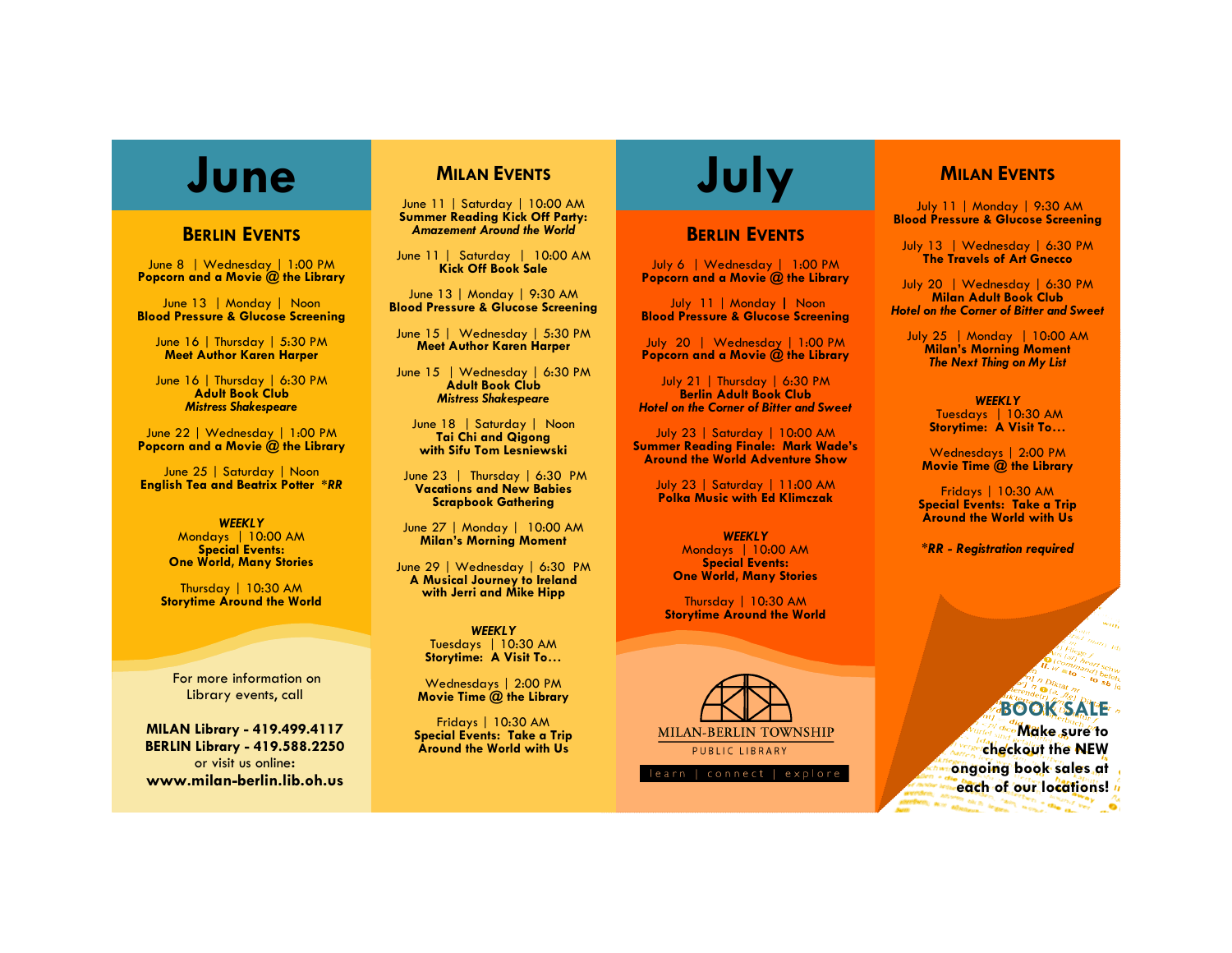# June

## Berlin Events

June 8 | Wednesday | 1:00 PM
**Popcorn and a Movie @ the Library**

June 13 | Monday | Noon
**Blood Pressure & Glucose Screening**

June 16 | Thursday | 5:30 PM
**Meet Author Karen Harper**

June 16 | Thursday | 6:30 PM
**Adult Book Club**
***Mistress Shakespeare***

June 22 | Wednesday | 1:00 PM
**Popcorn and a Movie @ the Library**

June 25 | Saturday | Noon
**English Tea and Beatrix Potter** ***\*RR***

***WEEKLY***
Mondays | 10:00 AM
**Special Events:**
**One World, Many Stories**

Thursday | 10:30 AM
**Storytime Around the World**

For more information on Library events, call

**MILAN Library - 419.499.4117**
**BERLIN Library - 419.588.2250**
or visit us online:
**www.milan-berlin.lib.oh.us**

## Milan Events

June 11 | Saturday | 10:00 AM
**Summer Reading Kick Off Party:**
***Amazement Around the World***

June 11 | Saturday | 10:00 AM
**Kick Off Book Sale**

June 13 | Monday | 9:30 AM
**Blood Pressure & Glucose Screening**

June 15 | Wednesday | 5:30 PM
**Meet Author Karen Harper**

June 15 | Wednesday | 6:30 PM
**Adult Book Club**
***Mistress Shakespeare***

June 18 | Saturday | Noon
**Tai Chi and Qigong**
**with Sifu Tom Lesniewski**

June 23 | Thursday | 6:30 PM
**Vacations and New Babies**
**Scrapbook Gathering**

June 27 | Monday | 10:00 AM
**Milan's Morning Moment**

June 29 | Wednesday | 6:30 PM
**A Musical Journey to Ireland**
**with Jerri and Mike Hipp**

***WEEKLY***
Tuesdays | 10:30 AM
**Storytime: A Visit To…**

Wednesdays | 2:00 PM
**Movie Time @ the Library**

Fridays | 10:30 AM
**Special Events: Take a Trip**
**Around the World with Us**

# July

## Berlin Events

July 6 | Wednesday | 1:00 PM
**Popcorn and a Movie @ the Library**

July 11 | Monday | Noon
**Blood Pressure & Glucose Screening**

July 20 | Wednesday | 1:00 PM
**Popcorn and a Movie @ the Library**

July 21 | Thursday | 6:30 PM
**Berlin Adult Book Club**
***Hotel on the Corner of Bitter and Sweet***

July 23 | Saturday | 10:00 AM
**Summer Reading Finale: Mark Wade's**
**Around the World Adventure Show**

July 23 | Saturday | 11:00 AM
**Polka Music with Ed Klimczak**

***WEEKLY***
Mondays | 10:00 AM
**Special Events:**
**One World, Many Stories**

Thursday | 10:30 AM
**Storytime Around the World**

MILAN-BERLIN TOWNSHIP
PUBLIC LIBRARY
learn | connect | explore

## Milan Events

July 11 | Monday | 9:30 AM
**Blood Pressure & Glucose Screening**

July 13 | Wednesday | 6:30 PM
**The Travels of Art Gnecco**

July 20 | Wednesday | 6:30 PM
**Milan Adult Book Club**
***Hotel on the Corner of Bitter and Sweet***

July 25 | Monday | 10:00 AM
**Milan's Morning Moment**
***The Next Thing on My List***

***WEEKLY***
Tuesdays | 10:30 AM
**Storytime: A Visit To…**

Wednesdays | 2:00 PM
**Movie Time @ the Library**

Fridays | 10:30 AM
**Special Events: Take a Trip**
**Around the World with Us**

***\*RR - Registration required***

**BOOK SALE**
**Make sure to checkout the NEW ongoing book sales at each of our locations!**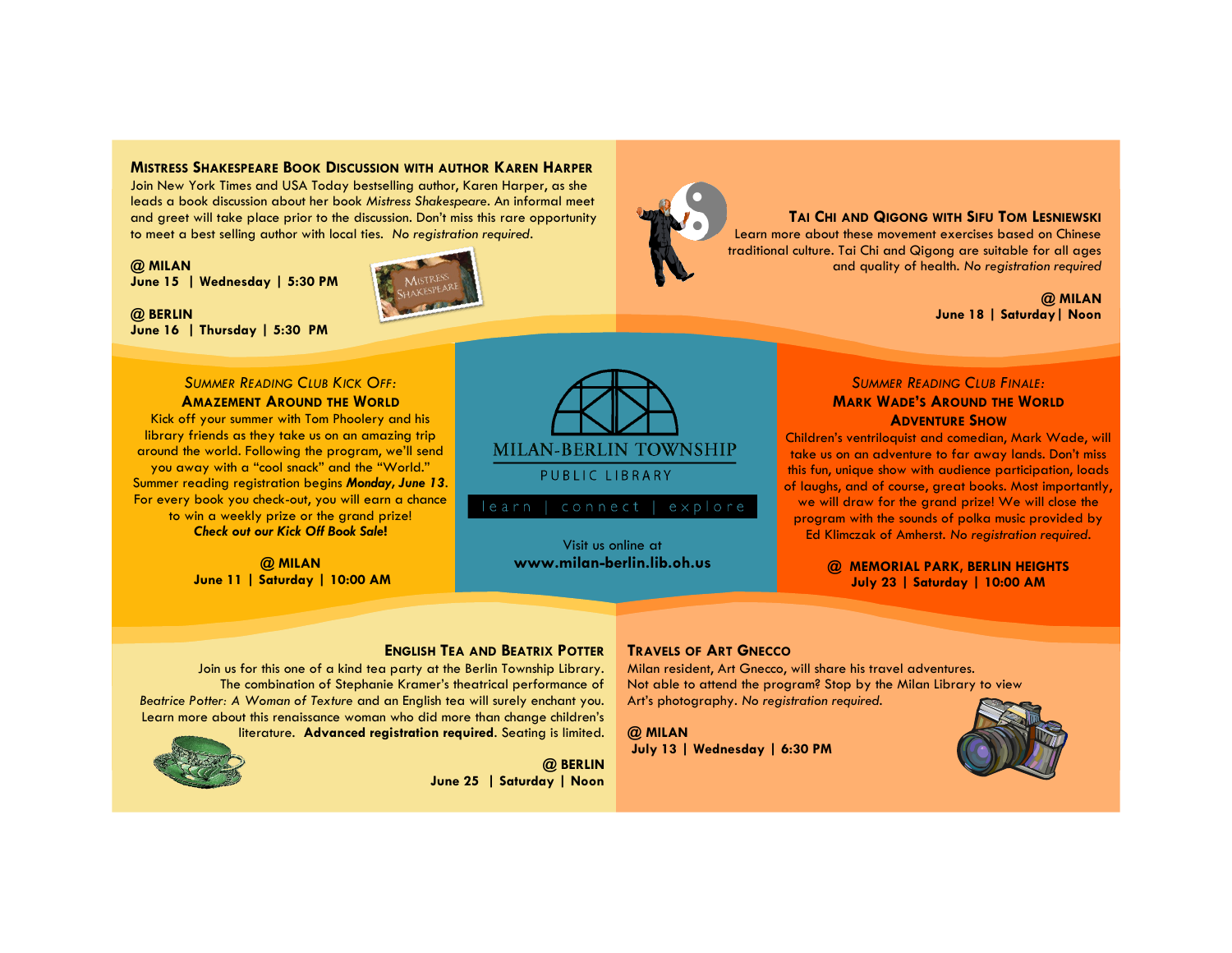## Mistress Shakespeare Book Discussion with author Karen Harper

Join New York Times and USA Today bestselling author, Karen Harper, as she leads a book discussion about her book *Mistress Shakespeare*. An informal meet and greet will take place prior to the discussion. Don't miss this rare opportunity to meet a best selling author with local ties. *No registration required.*

**@ MILAN**
**June 15 | Wednesday | 5:30 PM**

**@ BERLIN**
**June 16 | Thursday | 5:30 PM**

## Tai Chi and Qigong with Sifu Tom Lesniewski

Learn more about these movement exercises based on Chinese traditional culture. Tai Chi and Qigong are suitable for all ages and quality of health. *No registration required*

**@ MILAN**
**June 18 | Saturday | Noon**

## *Summer Reading Club Kick Off:* Amazement Around the World

Kick off your summer with Tom Phoolery and his library friends as they take us on an amazing trip around the world. Following the program, we'll send you away with a "cool snack" and the "World." Summer reading registration begins ***Monday, June 13***. For every book you check-out, you will earn a chance to win a weekly prize or the grand prize!
***Check out our Kick Off Book Sale!***

**@ MILAN**
**June 11 | Saturday | 10:00 AM**

MILAN-BERLIN TOWNSHIP
PUBLIC LIBRARY

learn | connect | explore

Visit us online at
**www.milan-berlin.lib.oh.us**

## *Summer Reading Club Finale:* Mark Wade's Around the World Adventure Show

Children's ventriloquist and comedian, Mark Wade, will take us on an adventure to far away lands. Don't miss this fun, unique show with audience participation, loads of laughs, and of course, great books. Most importantly, we will draw for the grand prize! We will close the program with the sounds of polka music provided by Ed Klimczak of Amherst. *No registration required.*

**@ MEMORIAL PARK, BERLIN HEIGHTS**
**July 23 | Saturday | 10:00 AM**

## English Tea and Beatrix Potter

Join us for this one of a kind tea party at the Berlin Township Library. The combination of Stephanie Kramer's theatrical performance of *Beatrice Potter: A Woman of Texture* and an English tea will surely enchant you. Learn more about this renaissance woman who did more than change children's literature. **Advanced registration required**. Seating is limited.

**@ BERLIN**
**June 25 | Saturday | Noon**

## Travels of Art Gnecco

Milan resident, Art Gnecco, will share his travel adventures. Not able to attend the program? Stop by the Milan Library to view Art's photography. *No registration required.*

**@ MILAN**
**July 13 | Wednesday | 6:30 PM**